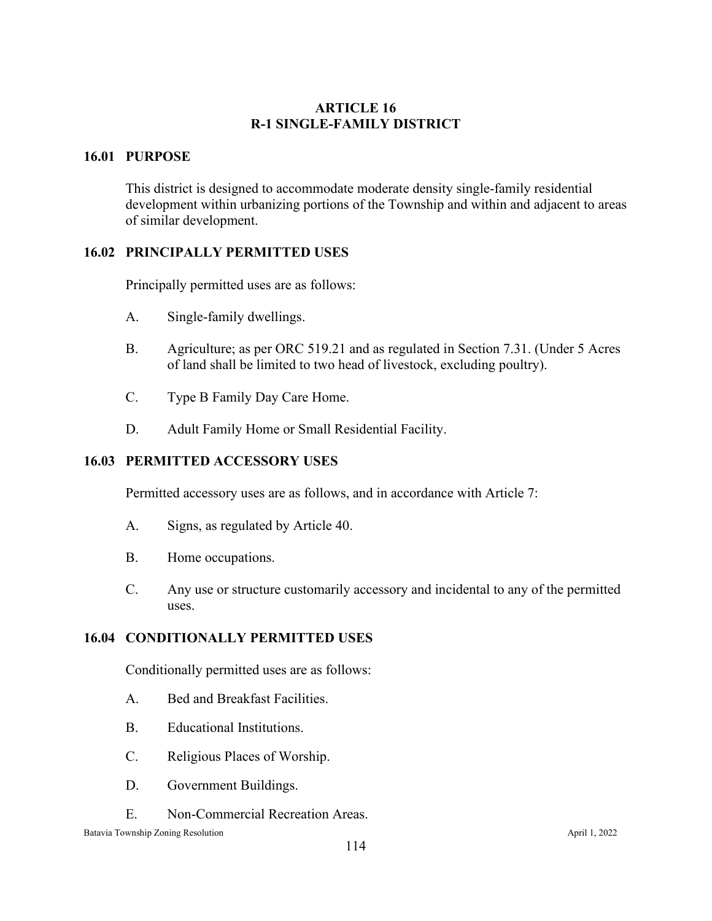# ARTICLE 16
# R-1 SINGLE-FAMILY DISTRICT

## 16.01 PURPOSE

This district is designed to accommodate moderate density single-family residential development within urbanizing portions of the Township and within and adjacent to areas of similar development.

## 16.02 PRINCIPALLY PERMITTED USES

Principally permitted uses are as follows:

A. Single-family dwellings.

B. Agriculture; as per ORC 519.21 and as regulated in Section 7.31. (Under 5 Acres of land shall be limited to two head of livestock, excluding poultry).

C. Type B Family Day Care Home.

D. Adult Family Home or Small Residential Facility.

## 16.03 PERMITTED ACCESSORY USES

Permitted accessory uses are as follows, and in accordance with Article 7:

A. Signs, as regulated by Article 40.

B. Home occupations.

C. Any use or structure customarily accessory and incidental to any of the permitted uses.

## 16.04 CONDITIONALLY PERMITTED USES

Conditionally permitted uses are as follows:

A. Bed and Breakfast Facilities.

B. Educational Institutions.

C. Religious Places of Worship.

D. Government Buildings.

E. Non-Commercial Recreation Areas.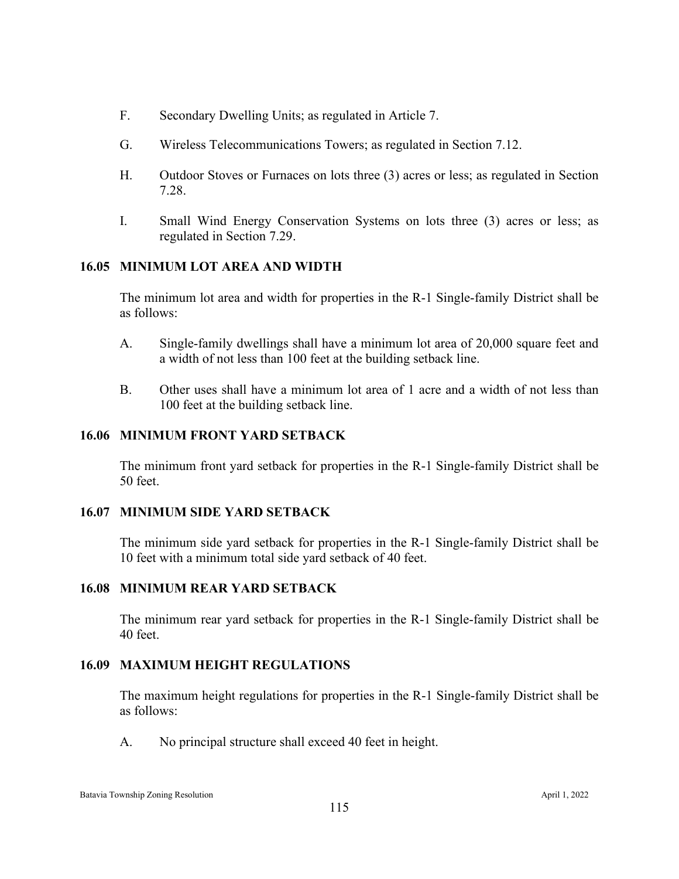F. Secondary Dwelling Units; as regulated in Article 7.

G. Wireless Telecommunications Towers; as regulated in Section 7.12.

H. Outdoor Stoves or Furnaces on lots three (3) acres or less; as regulated in Section 7.28.

I. Small Wind Energy Conservation Systems on lots three (3) acres or less; as regulated in Section 7.29.

## 16.05 MINIMUM LOT AREA AND WIDTH

The minimum lot area and width for properties in the R-1 Single-family District shall be as follows:

A. Single-family dwellings shall have a minimum lot area of 20,000 square feet and a width of not less than 100 feet at the building setback line.

B. Other uses shall have a minimum lot area of 1 acre and a width of not less than 100 feet at the building setback line.

## 16.06 MINIMUM FRONT YARD SETBACK

The minimum front yard setback for properties in the R-1 Single-family District shall be 50 feet.

## 16.07 MINIMUM SIDE YARD SETBACK

The minimum side yard setback for properties in the R-1 Single-family District shall be 10 feet with a minimum total side yard setback of 40 feet.

## 16.08 MINIMUM REAR YARD SETBACK

The minimum rear yard setback for properties in the R-1 Single-family District shall be 40 feet.

## 16.09 MAXIMUM HEIGHT REGULATIONS

The maximum height regulations for properties in the R-1 Single-family District shall be as follows:

A. No principal structure shall exceed 40 feet in height.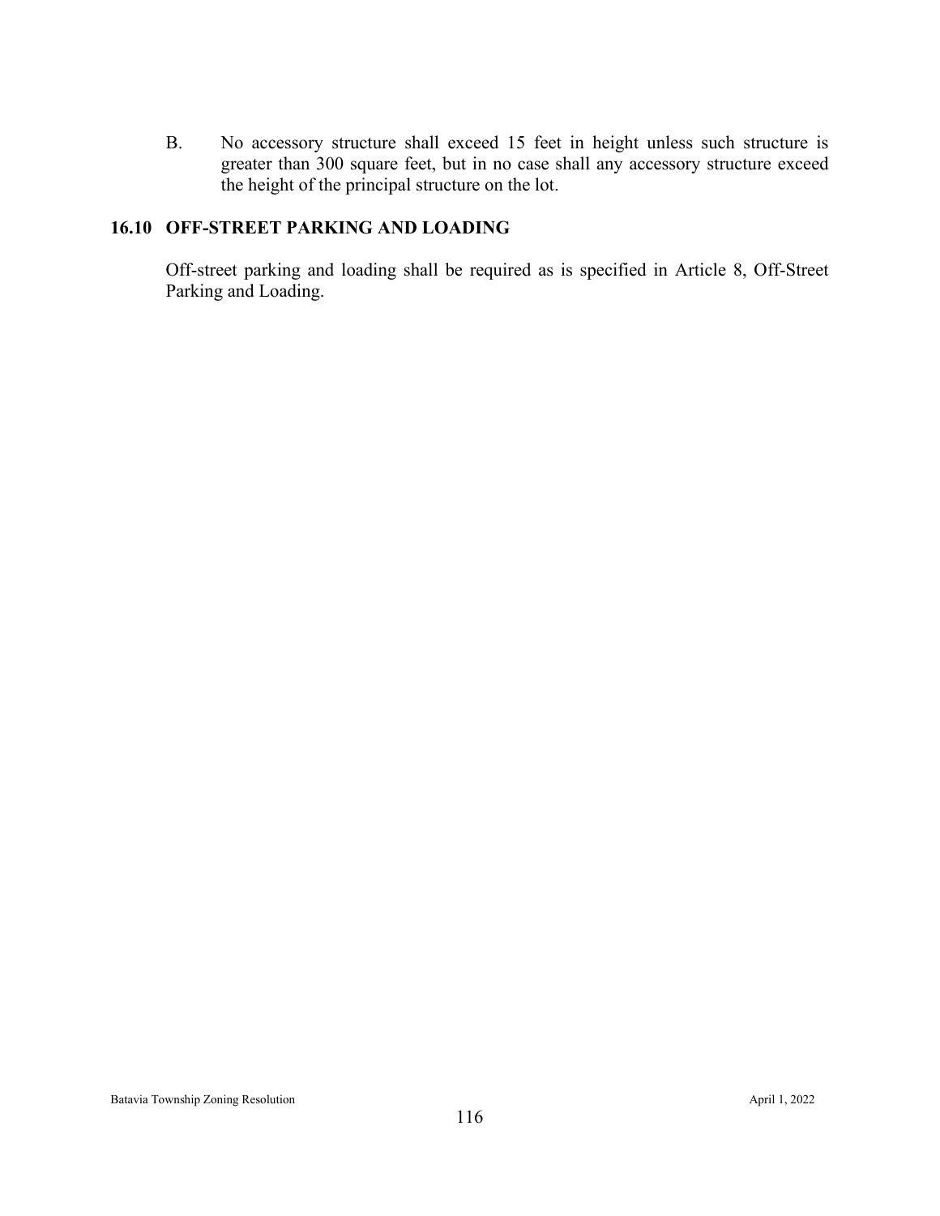B. No accessory structure shall exceed 15 feet in height unless such structure is greater than 300 square feet, but in no case shall any accessory structure exceed the height of the principal structure on the lot.

## 16.10 OFF-STREET PARKING AND LOADING

Off-street parking and loading shall be required as is specified in Article 8, Off-Street Parking and Loading.